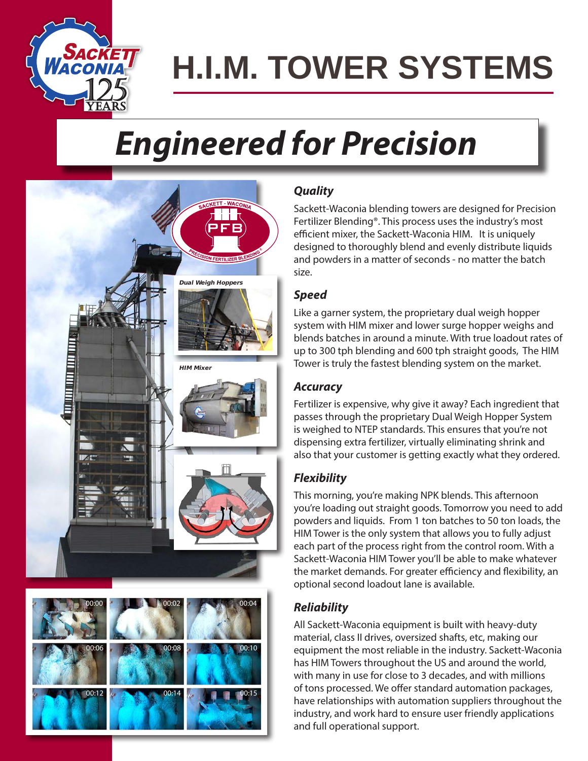# H.I.M. TOWER SYSTEMS

## *Engineered for Precision*

Dual Weigh Hoppers

HIM Mixer

### *Quality*

Sackett-Waconia blending towers are designed for Precision Fertilizer Blending®. This process uses the industry's most efficient mixer, the Sackett-Waconia HIM. It is uniquely designed to thoroughly blend and evenly distribute liquids and powders in a matter of seconds - no matter the batch size.

### *Speed*

Like a garner system, the proprietary dual weigh hopper system with HIM mixer and lower surge hopper weighs and blends batches in around a minute. With true loadout rates of up to 300 tph blending and 600 tph straight goods, The HIM Tower is truly the fastest blending system on the market.

### *Accuracy*

Fertilizer is expensive, why give it away? Each ingredient that passes through the proprietary Dual Weigh Hopper System is weighed to NTEP standards. This ensures that you're not dispensing extra fertilizer, virtually eliminating shrink and also that your customer is getting exactly what they ordered.

### *Flexibility*

This morning, you're making NPK blends. This afternoon you're loading out straight goods. Tomorrow you need to add powders and liquids. From 1 ton batches to 50 ton loads, the HIM Tower is the only system that allows you to fully adjust each part of the process right from the control room. With a Sackett-Waconia HIM Tower you'll be able to make whatever the market demands. For greater efficiency and flexibility, an optional second loadout lane is available.

### *Reliability*

All Sackett-Waconia equipment is built with heavy-duty material, class II drives, oversized shafts, etc, making our equipment the most reliable in the industry. Sackett-Waconia has HIM Towers throughout the US and around the world, with many in use for close to 3 decades, and with millions of tons processed. We offer standard automation packages, have relationships with automation suppliers throughout the industry, and work hard to ensure user friendly applications and full operational support.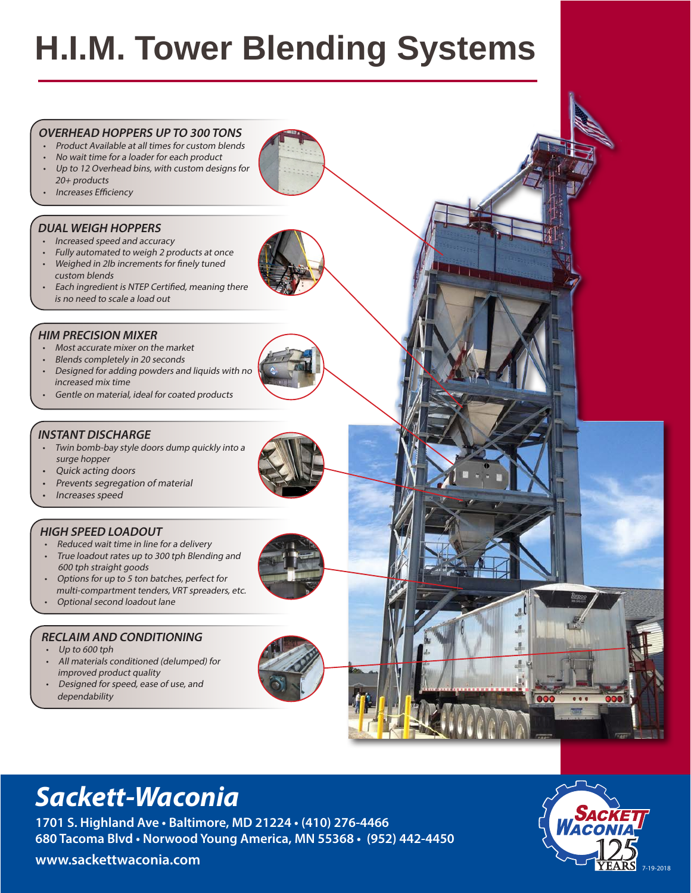# H.I.M. Tower Blending Systems

## *OVERHEAD HOPPERS UP TO 300 TONS*

- *Product Available at all times for custom blends*
- *No wait time for a loader for each product*
- *Up to 12 Overhead bins, with custom designs for 20+ products*
- *Increases Efficiency*

## *DUAL WEIGH HOPPERS*

- *Increased speed and accuracy*
- *Fully automated to weigh 2 products at once*
- *Weighed in 2lb increments for finely tuned custom blends*
- *Each ingredient is NTEP Certified, meaning there is no need to scale a load out*

## *HIM PRECISION MIXER*

- *Most accurate mixer on the market*
- *Blends completely in 20 seconds*
- *Designed for adding powders and liquids with no increased mix time*
- *Gentle on material, ideal for coated products*

## *INSTANT DISCHARGE*

- *Twin bomb-bay style doors dump quickly into a surge hopper*
- *Quick acting doors*
- *Prevents segregation of material*
- *Increases speed*

## *HIGH SPEED LOADOUT*

- *Reduced wait time in line for a delivery*
- *True loadout rates up to 300 tph Blending and 600 tph straight goods*
- *Options for up to 5 ton batches, perfect for multi-compartment tenders, VRT spreaders, etc.*
- *Optional second loadout lane*

## *RECLAIM AND CONDITIONING*

- *Up to 600 tph*
- *All materials conditioned (delumped) for improved product quality*
- *Designed for speed, ease of use, and dependability*

## *Sackett-Waconia*

**1701 S. Highland Ave • Baltimore, MD 21224 • (410) 276-4466**
**680 Tacoma Blvd • Norwood Young America, MN 55368 • (952) 442-4450**

**www.sackettwaconia.com**

SACKETT WACONIA 125 YEARS

7-19-2018